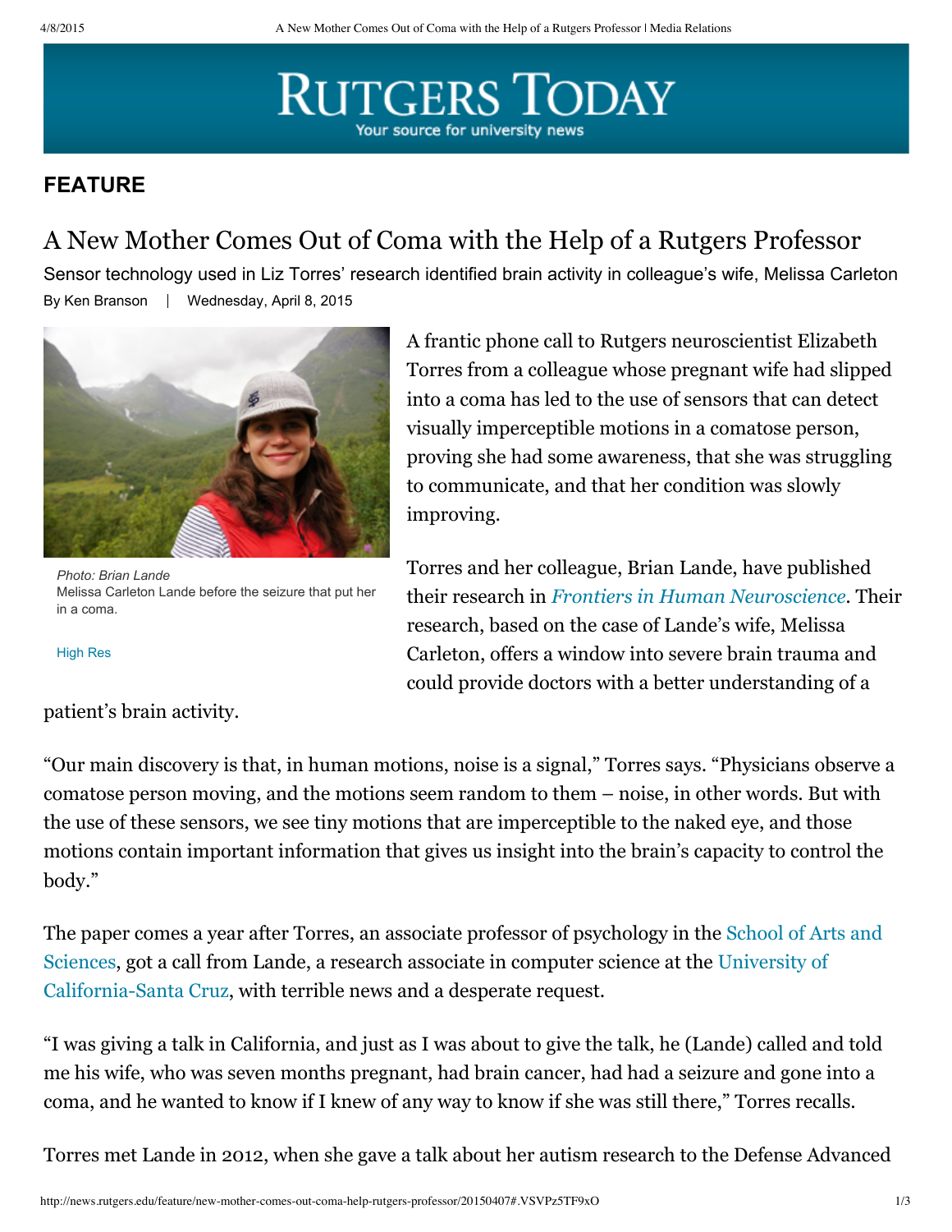# RUTGERS TODAY

Your source for university news

## FEATURE

# A New Mother Comes Out of Coma with the Help of a Rutgers Professor

Sensor technology used in Liz Torres' research identified brain activity in colleague's wife, Melissa Carleton

By Ken Branson | Wednesday, April 8, 2015

*Photo: Brian Lande*
Melissa Carleton Lande before the seizure that put her in a coma.

High Res

A frantic phone call to Rutgers neuroscientist Elizabeth Torres from a colleague whose pregnant wife had slipped into a coma has led to the use of sensors that can detect visually imperceptible motions in a comatose person, proving she had some awareness, that she was struggling to communicate, and that her condition was slowly improving.

Torres and her colleague, Brian Lande, have published their research in *Frontiers in Human Neuroscience*. Their research, based on the case of Lande's wife, Melissa Carleton, offers a window into severe brain trauma and could provide doctors with a better understanding of a patient's brain activity.

"Our main discovery is that, in human motions, noise is a signal," Torres says. "Physicians observe a comatose person moving, and the motions seem random to them – noise, in other words. But with the use of these sensors, we see tiny motions that are imperceptible to the naked eye, and those motions contain important information that gives us insight into the brain's capacity to control the body."

The paper comes a year after Torres, an associate professor of psychology in the School of Arts and Sciences, got a call from Lande, a research associate in computer science at the University of California-Santa Cruz, with terrible news and a desperate request.

"I was giving a talk in California, and just as I was about to give the talk, he (Lande) called and told me his wife, who was seven months pregnant, had brain cancer, had had a seizure and gone into a coma, and he wanted to know if I knew of any way to know if she was still there," Torres recalls.

Torres met Lande in 2012, when she gave a talk about her autism research to the Defense Advanced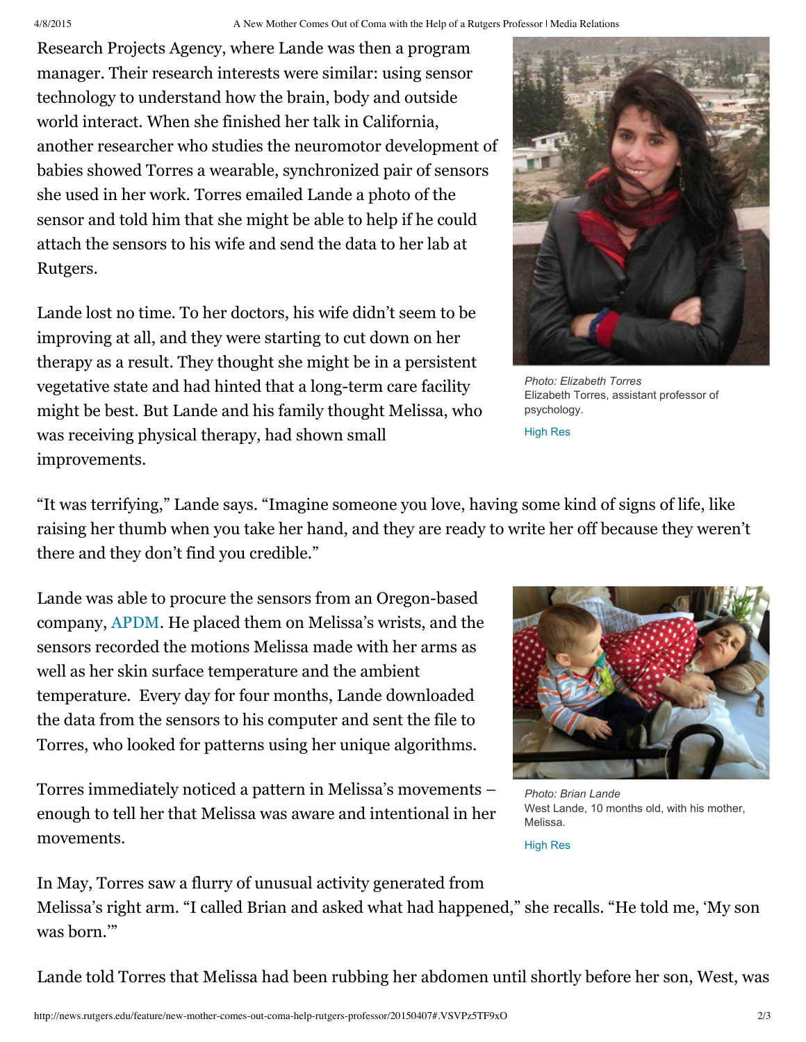Research Projects Agency, where Lande was then a program manager. Their research interests were similar: using sensor technology to understand how the brain, body and outside world interact. When she finished her talk in California, another researcher who studies the neuromotor development of babies showed Torres a wearable, synchronized pair of sensors she used in her work. Torres emailed Lande a photo of the sensor and told him that she might be able to help if he could attach the sensors to his wife and send the data to her lab at Rutgers.

*Photo: Elizabeth Torres*
Elizabeth Torres, assistant professor of psychology.

High Res

Lande lost no time. To her doctors, his wife didn't seem to be improving at all, and they were starting to cut down on her therapy as a result. They thought she might be in a persistent vegetative state and had hinted that a long-term care facility might be best. But Lande and his family thought Melissa, who was receiving physical therapy, had shown small improvements.

"It was terrifying," Lande says. "Imagine someone you love, having some kind of signs of life, like raising her thumb when you take her hand, and they are ready to write her off because they weren't there and they don't find you credible."

Lande was able to procure the sensors from an Oregon-based company, APDM. He placed them on Melissa's wrists, and the sensors recorded the motions Melissa made with her arms as well as her skin surface temperature and the ambient temperature. Every day for four months, Lande downloaded the data from the sensors to his computer and sent the file to Torres, who looked for patterns using her unique algorithms.

*Photo: Brian Lande*
West Lande, 10 months old, with his mother, Melissa.

High Res

Torres immediately noticed a pattern in Melissa's movements – enough to tell her that Melissa was aware and intentional in her movements.

In May, Torres saw a flurry of unusual activity generated from Melissa's right arm. "I called Brian and asked what had happened," she recalls. "He told me, 'My son was born.'"

Lande told Torres that Melissa had been rubbing her abdomen until shortly before her son, West, was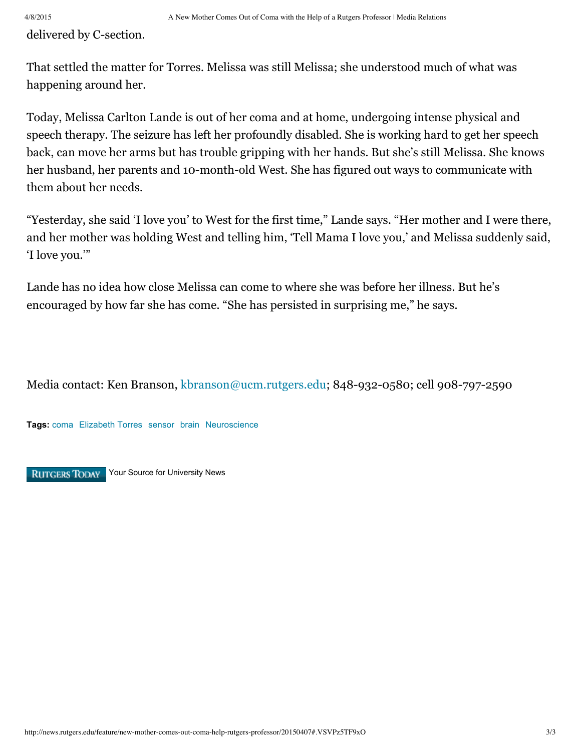delivered by C-section.

That settled the matter for Torres. Melissa was still Melissa; she understood much of what was happening around her.

Today, Melissa Carlton Lande is out of her coma and at home, undergoing intense physical and speech therapy. The seizure has left her profoundly disabled. She is working hard to get her speech back, can move her arms but has trouble gripping with her hands. But she's still Melissa. She knows her husband, her parents and 10-month-old West. She has figured out ways to communicate with them about her needs.

"Yesterday, she said 'I love you' to West for the first time," Lande says. "Her mother and I were there, and her mother was holding West and telling him, 'Tell Mama I love you,' and Melissa suddenly said, 'I love you.'"

Lande has no idea how close Melissa can come to where she was before her illness. But he's encouraged by how far she has come. "She has persisted in surprising me," he says.

Media contact: Ken Branson, kbranson@ucm.rutgers.edu; 848-932-0580; cell 908-797-2590

**Tags:** coma Elizabeth Torres sensor brain Neuroscience

RUTGERS TODAY Your Source for University News